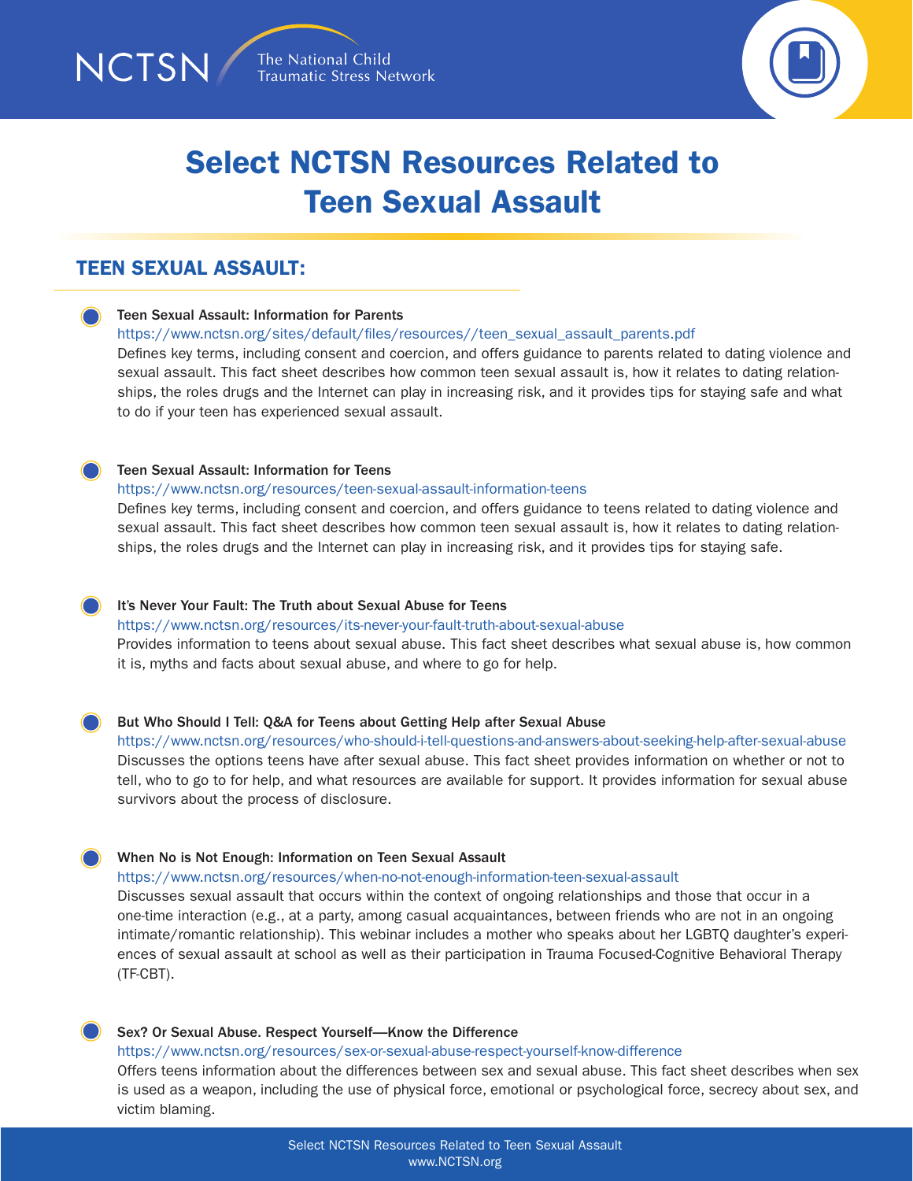# Select NCTSN Resources Related to Teen Sexual Assault

## TEEN SEXUAL ASSAULT:

- **Teen Sexual Assault: Information for Parents**
  https://www.nctsn.org/sites/default/files/resources//teen_sexual_assault_parents.pdf
  Defines key terms, including consent and coercion, and offers guidance to parents related to dating violence and sexual assault. This fact sheet describes how common teen sexual assault is, how it relates to dating relationships, the roles drugs and the Internet can play in increasing risk, and it provides tips for staying safe and what to do if your teen has experienced sexual assault.

- **Teen Sexual Assault: Information for Teens**
  https://www.nctsn.org/resources/teen-sexual-assault-information-teens
  Defines key terms, including consent and coercion, and offers guidance to teens related to dating violence and sexual assault. This fact sheet describes how common teen sexual assault is, how it relates to dating relationships, the roles drugs and the Internet can play in increasing risk, and it provides tips for staying safe.

- **It's Never Your Fault: The Truth about Sexual Abuse for Teens**
  https://www.nctsn.org/resources/its-never-your-fault-truth-about-sexual-abuse
  Provides information to teens about sexual abuse. This fact sheet describes what sexual abuse is, how common it is, myths and facts about sexual abuse, and where to go for help.

- **But Who Should I Tell: Q&A for Teens about Getting Help after Sexual Abuse**
  https://www.nctsn.org/resources/who-should-i-tell-questions-and-answers-about-seeking-help-after-sexual-abuse
  Discusses the options teens have after sexual abuse. This fact sheet provides information on whether or not to tell, who to go to for help, and what resources are available for support. It provides information for sexual abuse survivors about the process of disclosure.

- **When No is Not Enough: Information on Teen Sexual Assault**
  https://www.nctsn.org/resources/when-no-not-enough-information-teen-sexual-assault
  Discusses sexual assault that occurs within the context of ongoing relationships and those that occur in a one-time interaction (e.g., at a party, among casual acquaintances, between friends who are not in an ongoing intimate/romantic relationship). This webinar includes a mother who speaks about her LGBTQ daughter's experiences of sexual assault at school as well as their participation in Trauma Focused-Cognitive Behavioral Therapy (TF-CBT).

- **Sex? Or Sexual Abuse. Respect Yourself—Know the Difference**
  https://www.nctsn.org/resources/sex-or-sexual-abuse-respect-yourself-know-difference
  Offers teens information about the differences between sex and sexual abuse. This fact sheet describes when sex is used as a weapon, including the use of physical force, emotional or psychological force, secrecy about sex, and victim blaming.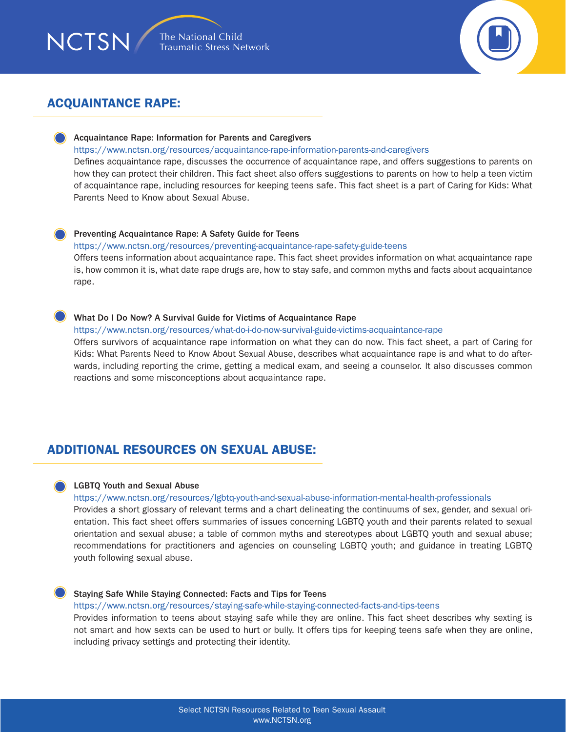## ACQUAINTANCE RAPE:

**Acquaintance Rape: Information for Parents and Caregivers**
https://www.nctsn.org/resources/acquaintance-rape-information-parents-and-caregivers
Defines acquaintance rape, discusses the occurrence of acquaintance rape, and offers suggestions to parents on how they can protect their children. This fact sheet also offers suggestions to parents on how to help a teen victim of acquaintance rape, including resources for keeping teens safe. This fact sheet is a part of Caring for Kids: What Parents Need to Know about Sexual Abuse.

**Preventing Acquaintance Rape: A Safety Guide for Teens**
https://www.nctsn.org/resources/preventing-acquaintance-rape-safety-guide-teens
Offers teens information about acquaintance rape. This fact sheet provides information on what acquaintance rape is, how common it is, what date rape drugs are, how to stay safe, and common myths and facts about acquaintance rape.

**What Do I Do Now? A Survival Guide for Victims of Acquaintance Rape**
https://www.nctsn.org/resources/what-do-i-do-now-survival-guide-victims-acquaintance-rape
Offers survivors of acquaintance rape information on what they can do now. This fact sheet, a part of Caring for Kids: What Parents Need to Know About Sexual Abuse, describes what acquaintance rape is and what to do afterwards, including reporting the crime, getting a medical exam, and seeing a counselor. It also discusses common reactions and some misconceptions about acquaintance rape.

## ADDITIONAL RESOURCES ON SEXUAL ABUSE:

**LGBTQ Youth and Sexual Abuse**
https://www.nctsn.org/resources/lgbtq-youth-and-sexual-abuse-information-mental-health-professionals
Provides a short glossary of relevant terms and a chart delineating the continuums of sex, gender, and sexual orientation. This fact sheet offers summaries of issues concerning LGBTQ youth and their parents related to sexual orientation and sexual abuse; a table of common myths and stereotypes about LGBTQ youth and sexual abuse; recommendations for practitioners and agencies on counseling LGBTQ youth; and guidance in treating LGBTQ youth following sexual abuse.

**Staying Safe While Staying Connected: Facts and Tips for Teens**
https://www.nctsn.org/resources/staying-safe-while-staying-connected-facts-and-tips-teens
Provides information to teens about staying safe while they are online. This fact sheet describes why sexting is not smart and how sexts can be used to hurt or bully. It offers tips for keeping teens safe when they are online, including privacy settings and protecting their identity.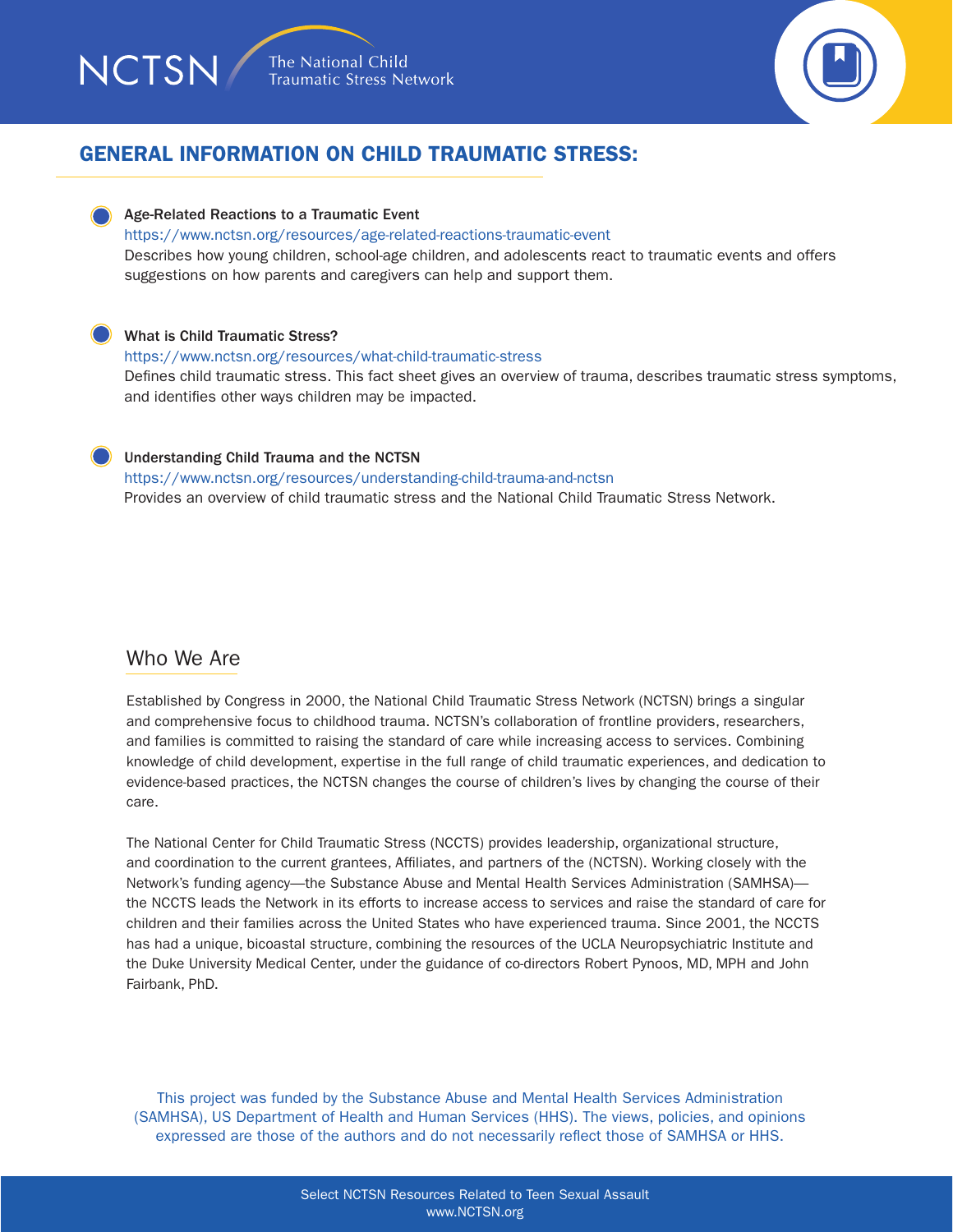## GENERAL INFORMATION ON CHILD TRAUMATIC STRESS:

- **Age-Related Reactions to a Traumatic Event**
  https://www.nctsn.org/resources/age-related-reactions-traumatic-event
  Describes how young children, school-age children, and adolescents react to traumatic events and offers suggestions on how parents and caregivers can help and support them.

- **What is Child Traumatic Stress?**
  https://www.nctsn.org/resources/what-child-traumatic-stress
  Defines child traumatic stress. This fact sheet gives an overview of trauma, describes traumatic stress symptoms, and identifies other ways children may be impacted.

- **Understanding Child Trauma and the NCTSN**
  https://www.nctsn.org/resources/understanding-child-trauma-and-nctsn
  Provides an overview of child traumatic stress and the National Child Traumatic Stress Network.

## Who We Are

Established by Congress in 2000, the National Child Traumatic Stress Network (NCTSN) brings a singular and comprehensive focus to childhood trauma. NCTSN's collaboration of frontline providers, researchers, and families is committed to raising the standard of care while increasing access to services. Combining knowledge of child development, expertise in the full range of child traumatic experiences, and dedication to evidence-based practices, the NCTSN changes the course of children's lives by changing the course of their care.

The National Center for Child Traumatic Stress (NCCTS) provides leadership, organizational structure, and coordination to the current grantees, Affiliates, and partners of the (NCTSN). Working closely with the Network's funding agency—the Substance Abuse and Mental Health Services Administration (SAMHSA)—the NCCTS leads the Network in its efforts to increase access to services and raise the standard of care for children and their families across the United States who have experienced trauma. Since 2001, the NCCTS has had a unique, bicoastal structure, combining the resources of the UCLA Neuropsychiatric Institute and the Duke University Medical Center, under the guidance of co-directors Robert Pynoos, MD, MPH and John Fairbank, PhD.

This project was funded by the Substance Abuse and Mental Health Services Administration (SAMHSA), US Department of Health and Human Services (HHS). The views, policies, and opinions expressed are those of the authors and do not necessarily reflect those of SAMHSA or HHS.